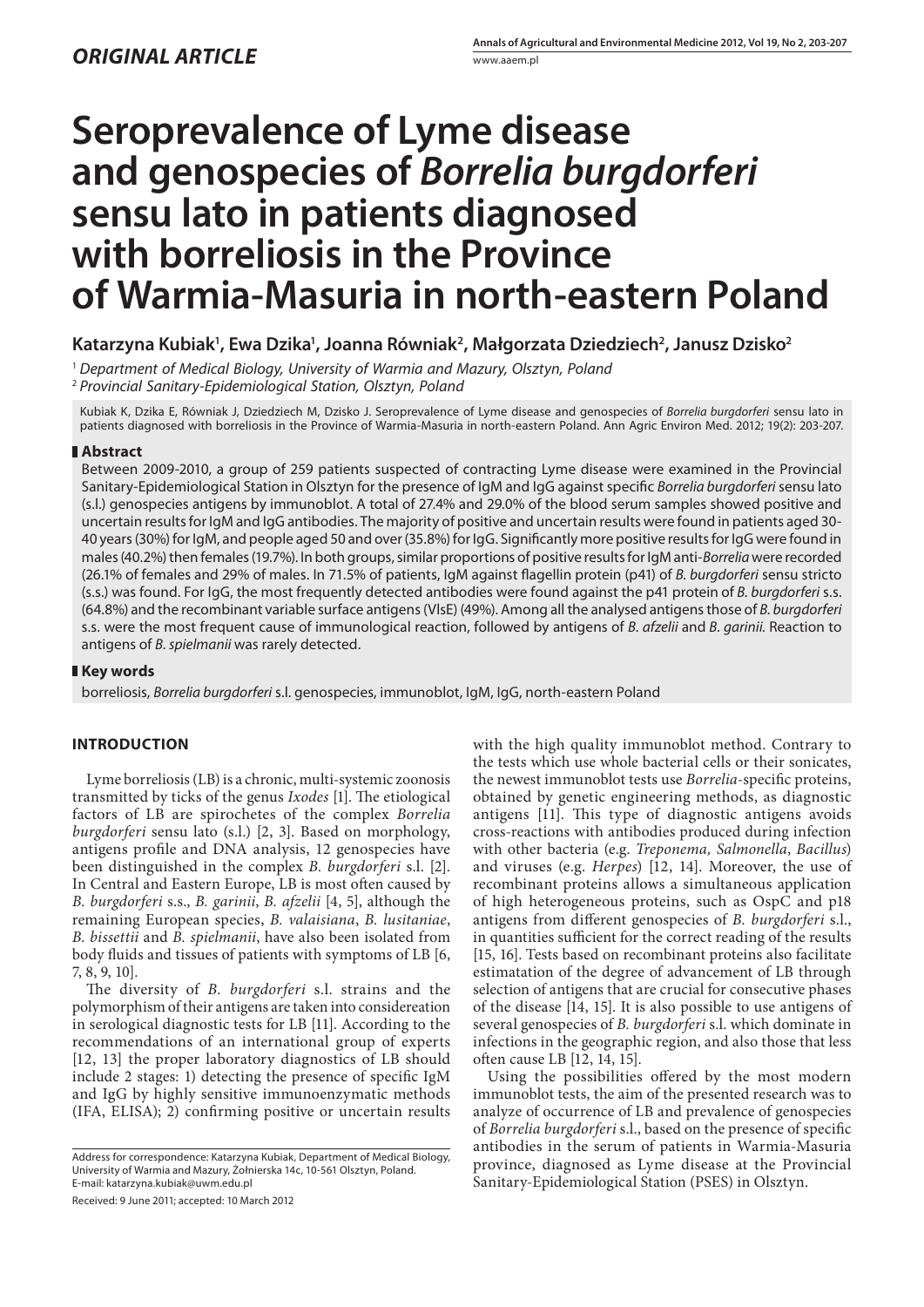*ORIGINAL ARTICLE*

# Seroprevalence of Lyme disease and genospecies of *Borrelia burgdorferi* sensu lato in patients diagnosed with borreliosis in the Province of Warmia-Masuria in north-eastern Poland

**Katarzyna Kubiak[1], Ewa Dzika[1], Joanna Równiak[2], Małgorzata Dziedziech[2], Janusz Dzisko[2]**

[1] *Department of Medical Biology, University of Warmia and Mazury, Olsztyn, Poland*
[2] *Provincial Sanitary-Epidemiological Station, Olsztyn, Poland*

Kubiak K, Dzika E, Równiak J, Dziedziech M, Dzisko J. Seroprevalence of Lyme disease and genospecies of *Borrelia burgdorferi* sensu lato in patients diagnosed with borreliosis in the Province of Warmia-Masuria in north-eastern Poland. Ann Agric Environ Med. 2012; 19(2): 203-207.

## Abstract

Between 2009-2010, a group of 259 patients suspected of contracting Lyme disease were examined in the Provincial Sanitary-Epidemiological Station in Olsztyn for the presence of IgM and IgG against specific *Borrelia burgdorferi* sensu lato (s.l.) genospecies antigens by immunoblot. A total of 27.4% and 29.0% of the blood serum samples showed positive and uncertain results for IgM and IgG antibodies. The majority of positive and uncertain results were found in patients aged 30-40 years (30%) for IgM, and people aged 50 and over (35.8%) for IgG. Significantly more positive results for IgG were found in males (40.2%) then females (19.7%). In both groups, similar proportions of positive results for IgM anti-*Borrelia* were recorded (26.1% of females and 29% of males. In 71.5% of patients, IgM against flagellin protein (p41) of *B. burgdorferi* sensu stricto (s.s.) was found. For IgG, the most frequently detected antibodies were found against the p41 protein of *B. burgdorferi* s.s. (64.8%) and the recombinant variable surface antigens (VlsE) (49%). Among all the analysed antigens those of *B. burgdorferi* s.s. were the most frequent cause of immunological reaction, followed by antigens of *B. afzelii* and *B. garinii*. Reaction to antigens of *B. spielmanii* was rarely detected.

## Key words

borreliosis, *Borrelia burgdorferi* s.l. genospecies, immunoblot, IgM, IgG, north-eastern Poland

## INTRODUCTION

Lyme borreliosis (LB) is a chronic, multi-systemic zoonosis transmitted by ticks of the genus *Ixodes* [1]. The etiological factors of LB are spirochetes of the complex *Borrelia burgdorferi* sensu lato (s.l.) [2, 3]. Based on morphology, antigens profile and DNA analysis, 12 genospecies have been distinguished in the complex *B. burgdorferi* s.l. [2]. In Central and Eastern Europe, LB is most often caused by *B. burgdorferi* s.s., *B. garinii*, *B. afzelii* [4, 5], although the remaining European species, *B. valaisiana*, *B. lusitaniae*, *B. bissettii* and *B. spielmanii*, have also been isolated from body fluids and tissues of patients with symptoms of LB [6, 7, 8, 9, 10].

The diversity of *B. burgdorferi* s.l. strains and the polymorphism of their antigens are taken into considereation in serological diagnostic tests for LB [11]. According to the recommendations of an international group of experts [12, 13] the proper laboratory diagnostics of LB should include 2 stages: 1) detecting the presence of specific IgM and IgG by highly sensitive immunoenzymatic methods (IFA, ELISA); 2) confirming positive or uncertain results with the high quality immunoblot method. Contrary to the tests which use whole bacterial cells or their sonicates, the newest immunoblot tests use *Borrelia*-specific proteins, obtained by genetic engineering methods, as diagnostic antigens [11]. This type of diagnostic antigens avoids cross-reactions with antibodies produced during infection with other bacteria (e.g. *Treponema*, *Salmonella*, *Bacillus*) and viruses (e.g. *Herpes*) [12, 14]. Moreover, the use of recombinant proteins allows a simultaneous application of high heterogeneous proteins, such as OspC and p18 antigens from different genospecies of *B. burgdorferi* s.l., in quantities sufficient for the correct reading of the results [15, 16]. Tests based on recombinant proteins also facilitate estimatation of the degree of advancement of LB through selection of antigens that are crucial for consecutive phases of the disease [14, 15]. It is also possible to use antigens of several genospecies of *B. burgdorferi* s.l. which dominate in infections in the geographic region, and also those that less often cause LB [12, 14, 15].

Using the possibilities offered by the most modern immunoblot tests, the aim of the presented research was to analyze of occurrence of LB and prevalence of genospecies of *Borrelia burgdorferi* s.l., based on the presence of specific antibodies in the serum of patients in Warmia-Masuria province, diagnosed as Lyme disease at the Provincial Sanitary-Epidemiological Station (PSES) in Olsztyn.

Address for correspondence: Katarzyna Kubiak, Department of Medical Biology, University of Warmia and Mazury, Żołnierska 14c, 10-561 Olsztyn, Poland.
E-mail: katarzyna.kubiak@uwm.edu.pl

Received: 9 June 2011; accepted: 10 March 2012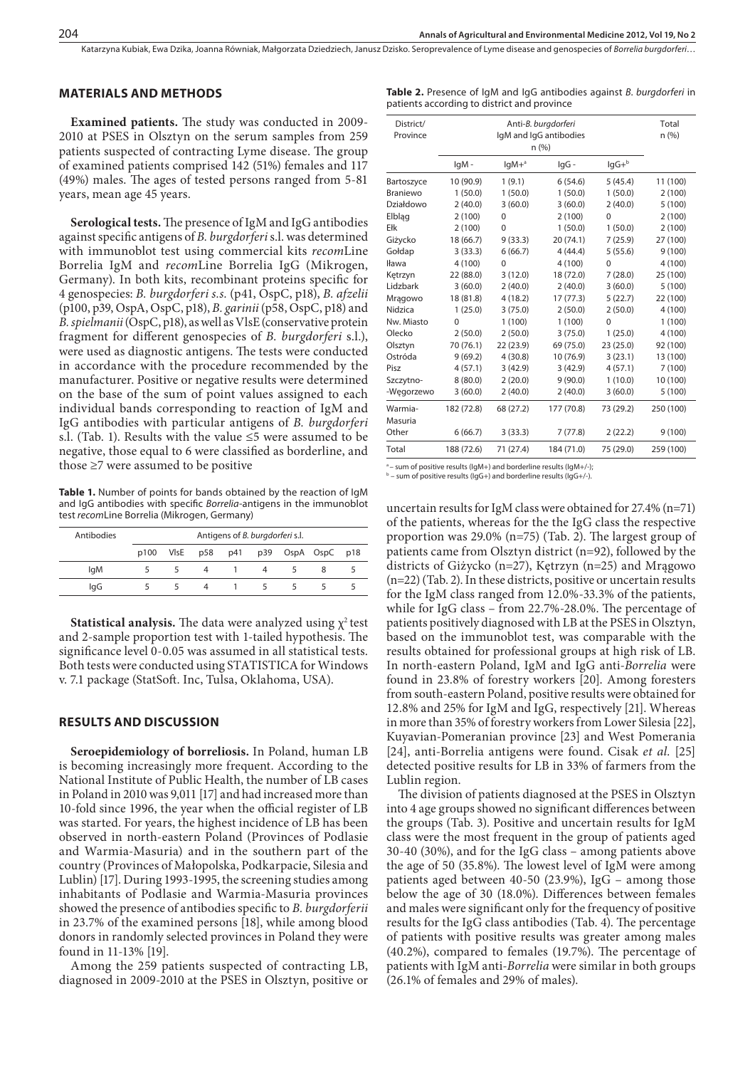## MATERIALS AND METHODS

**Examined patients.** The study was conducted in 2009-2010 at PSES in Olsztyn on the serum samples from 259 patients suspected of contracting Lyme disease. The group of examined patients comprised 142 (51%) females and 117 (49%) males. The ages of tested persons ranged from 5-81 years, mean age 45 years.

**Serological tests.** The presence of IgM and IgG antibodies against specific antigens of *B. burgdorferi* s.l. was determined with immunoblot test using commercial kits *recom*Line Borrelia IgM and *recom*Line Borrelia IgG (Mikrogen, Germany). In both kits, recombinant proteins specific for 4 genospecies: *B. burgdorferi s.s.* (p41, OspC, p18), *B. afzelii* (p100, p39, OspA, OspC, p18), *B. garinii* (p58, OspC, p18) and *B. spielmanii* (OspC, p18), as well as VlsE (conservative protein fragment for different genospecies of *B. burgdorferi* s.l.), were used as diagnostic antigens. The tests were conducted in accordance with the procedure recommended by the manufacturer. Positive or negative results were determined on the base of the sum of point values assigned to each individual bands corresponding to reaction of IgM and IgG antibodies with particular antigens of *B. burgdorferi* s.l. (Tab. 1). Results with the value ≤5 were assumed to be negative, those equal to 6 were classified as borderline, and those ≥7 were assumed to be positive

**Table 1.** Number of points for bands obtained by the reaction of IgM and IgG antibodies with specific *Borrelia*-antigens in the immunoblot test *recom*Line Borrelia (Mikrogen, Germany)

| Antibodies | Antigens of *B. burgdorferi* s.l. | | | | | | | |
|---|---|---|---|---|---|---|---|---|
| | p100 | VlsE | p58 | p41 | p39 | OspA | OspC | p18 |
| IgM | 5 | 5 | 4 | 1 | 4 | 5 | 8 | 5 |
| IgG | 5 | 5 | 4 | 1 | 5 | 5 | 5 | 5 |

**Statistical analysis.** The data were analyzed using $\chi^2$ test and 2-sample proportion test with 1-tailed hypothesis. The significance level 0-0.05 was assumed in all statistical tests. Both tests were conducted using STATISTICA for Windows v. 7.1 package (StatSoft. Inc, Tulsa, Oklahoma, USA).

## RESULTS AND DISCUSSION

**Seroepidemiology of borreliosis.** In Poland, human LB is becoming increasingly more frequent. According to the National Institute of Public Health, the number of LB cases in Poland in 2010 was 9,011 [17] and had increased more than 10-fold since 1996, the year when the official register of LB was started. For years, the highest incidence of LB has been observed in north-eastern Poland (Provinces of Podlasie and Warmia-Masuria) and in the southern part of the country (Provinces of Małopolska, Podkarpacie, Silesia and Lublin) [17]. During 1993-1995, the screening studies among inhabitants of Podlasie and Warmia-Masuria provinces showed the presence of antibodies specific to *B. burgdorferii* in 23.7% of the examined persons [18], while among blood donors in randomly selected provinces in Poland they were found in 11-13% [19].

Among the 259 patients suspected of contracting LB, diagnosed in 2009-2010 at the PSES in Olsztyn, positive or uncertain results for IgM class were obtained for 27.4% (n=71) of the patients, whereas for the the IgG class the respective proportion was 29.0% (n=75) (Tab. 2). The largest group of patients came from Olsztyn district (n=92), followed by the districts of Giżycko (n=27), Kętrzyn (n=25) and Mrągowo (n=22) (Tab. 2). In these districts, positive or uncertain results for the IgM class ranged from 12.0%-33.3% of the patients, while for IgG class – from 22.7%-28.0%. The percentage of patients positively diagnosed with LB at the PSES in Olsztyn, based on the immunoblot test, was comparable with the results obtained for professional groups at high risk of LB. In north-eastern Poland, IgM and IgG anti-*Borrelia* were found in 23.8% of forestry workers [20]. Among foresters from south-eastern Poland, positive results were obtained for 12.8% and 25% for IgM and IgG, respectively [21]. Whereas in more than 35% of forestry workers from Lower Silesia [22], Kuyavian-Pomeranian province [23] and West Pomerania [24], anti-Borrelia antigens were found. Cisak *et al.* [25] detected positive results for LB in 33% of farmers from the Lublin region.

The division of patients diagnosed at the PSES in Olsztyn into 4 age groups showed no significant differences between the groups (Tab. 3). Positive and uncertain results for IgM class were the most frequent in the group of patients aged 30-40 (30%), and for the IgG class – among patients above the age of 50 (35.8%). The lowest level of IgM were among patients aged between 40-50 (23.9%), IgG – among those below the age of 30 (18.0%). Differences between females and males were significant only for the frequency of positive results for the IgG class antibodies (Tab. 4). The percentage of patients with positive results was greater among males (40.2%), compared to females (19.7%). The percentage of patients with IgM anti-*Borrelia* were similar in both groups (26.1% of females and 29% of males).

**Table 2.** Presence of IgM and IgG antibodies against *B. burgdorferi* in patients according to district and province

| District/ Province | Anti-*B. burgdorferi* IgM and IgG antibodies n (%) | | | | Total n (%) |
|---|---|---|---|---|---|
| | IgM - | IgM+[a] | IgG - | IgG+[b] | |
| Bartoszyce | 10 (90.9) | 1 (9.1) | 6 (54.6) | 5 (45.4) | 11 (100) |
| Braniewo | 1 (50.0) | 1 (50.0) | 1 (50.0) | 1 (50.0) | 2 (100) |
| Działdowo | 2 (40.0) | 3 (60.0) | 3 (60.0) | 2 (40.0) | 5 (100) |
| Elbląg | 2 (100) | 0 | 2 (100) | 0 | 2 (100) |
| Ełk | 2 (100) | 0 | 1 (50.0) | 1 (50.0) | 2 (100) |
| Giżycko | 18 (66.7) | 9 (33.3) | 20 (74.1) | 7 (25.9) | 27 (100) |
| Gołdap | 3 (33.3) | 6 (66.7) | 4 (44.4) | 5 (55.6) | 9 (100) |
| Iława | 4 (100) | 0 | 4 (100) | 0 | 4 (100) |
| Kętrzyn | 22 (88.0) | 3 (12.0) | 18 (72.0) | 7 (28.0) | 25 (100) |
| Lidzbark | 3 (60.0) | 2 (40.0) | 2 (40.0) | 3 (60.0) | 5 (100) |
| Mrągowo | 18 (81.8) | 4 (18.2) | 17 (77.3) | 5 (22.7) | 22 (100) |
| Nidzica | 1 (25.0) | 3 (75.0) | 2 (50.0) | 2 (50.0) | 4 (100) |
| Nw. Miasto | 0 | 1 (100) | 1 (100) | 0 | 1 (100) |
| Olecko | 2 (50.0) | 2 (50.0) | 3 (75.0) | 1 (25.0) | 4 (100) |
| Olsztyn | 70 (76.1) | 22 (23.9) | 69 (75.0) | 23 (25.0) | 92 (100) |
| Ostróda | 9 (69.2) | 4 (30.8) | 10 (76.9) | 3 (23.1) | 13 (100) |
| Pisz | 4 (57.1) | 3 (42.9) | 3 (42.9) | 4 (57.1) | 7 (100) |
| Szczytno- | 8 (80.0) | 2 (20.0) | 9 (90.0) | 1 (10.0) | 10 (100) |
| -Węgorzewo | 3 (60.0) | 2 (40.0) | 2 (40.0) | 3 (60.0) | 5 (100) |
| Warmia-Masuria | 182 (72.8) | 68 (27.2) | 177 (70.8) | 73 (29.2) | 250 (100) |
| Other | 6 (66.7) | 3 (33.3) | 7 (77.8) | 2 (22.2) | 9 (100) |
| Total | 188 (72.6) | 71 (27.4) | 184 (71.0) | 75 (29.0) | 259 (100) |

[a] – sum of positive results (IgM+) and borderline results (IgM+/-);
[b] – sum of positive results (IgG+) and borderline results (IgG+/-).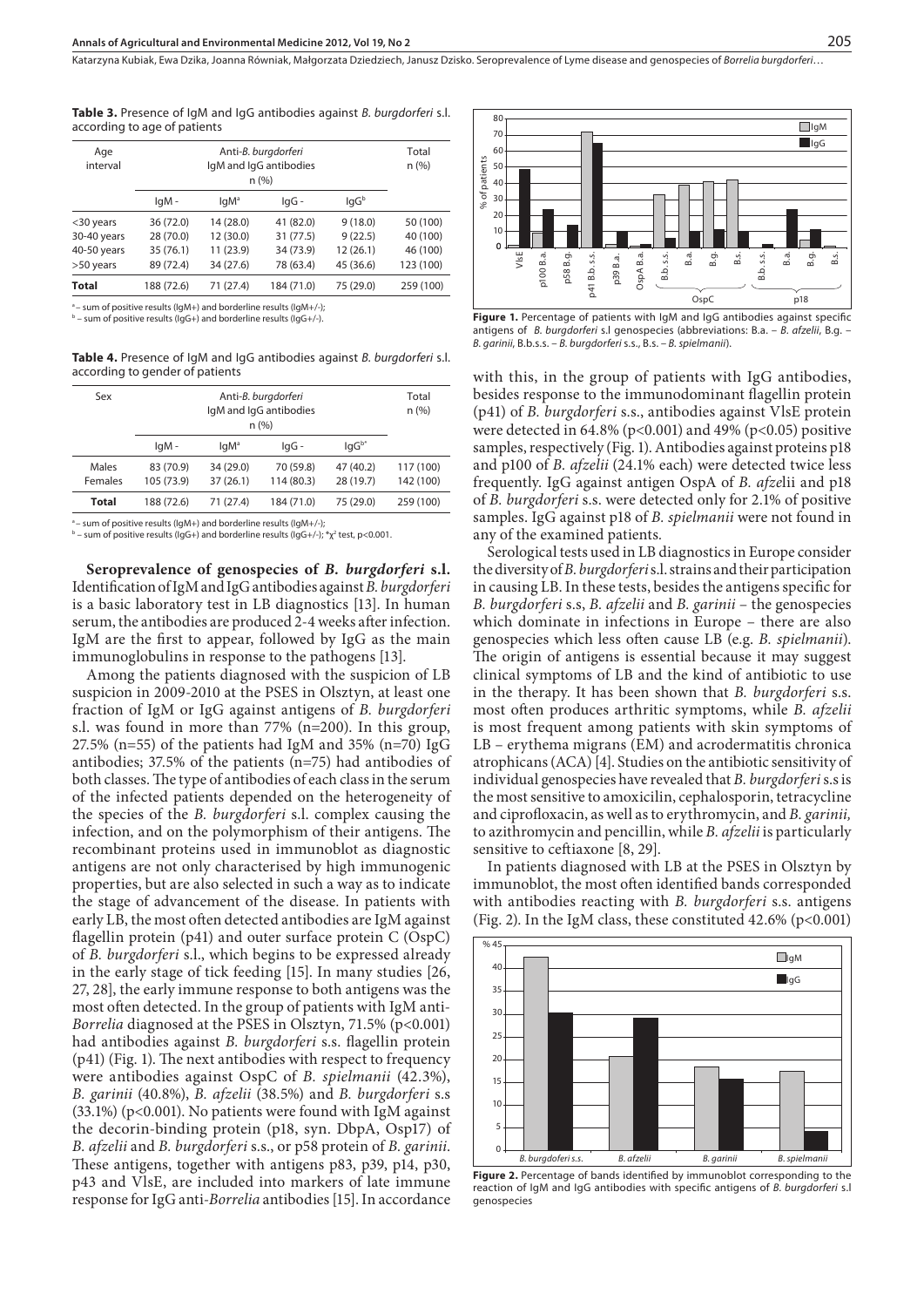**Table 3.** Presence of IgM and IgG antibodies against *B. burgdorferi* s.l. according to age of patients

| Age interval | Anti-*B. burgdorferi* IgM and IgG antibodies n (%) | | | | Total n (%) |
|---|---|---|---|---|---|
| | IgM - | IgM[a] | IgG - | IgG[b] | |
| <30 years | 36 (72.0) | 14 (28.0) | 41 (82.0) | 9 (18.0) | 50 (100) |
| 30-40 years | 28 (70.0) | 12 (30.0) | 31 (77.5) | 9 (22.5) | 40 (100) |
| 40-50 years | 35 (76.1) | 11 (23.9) | 34 (73.9) | 12 (26.1) | 46 (100) |
| >50 years | 89 (72.4) | 34 (27.6) | 78 (63.4) | 45 (36.6) | 123 (100) |
| **Total** | 188 (72.6) | 71 (27.4) | 184 (71.0) | 75 (29.0) | 259 (100) |

[a] – sum of positive results (IgM+) and borderline results (IgM+/-);
[b] – sum of positive results (IgG+) and borderline results (IgG+/-).

**Table 4.** Presence of IgM and IgG antibodies against *B. burgdorferi* s.l. according to gender of patients

| Sex | Anti-*B. burgdorferi* IgM and IgG antibodies n (%) | | | | Total n (%) |
|---|---|---|---|---|---|
| | IgM - | IgM[a] | IgG - | IgG[b*] | |
| Males | 83 (70.9) | 34 (29.0) | 70 (59.8) | 47 (40.2) | 117 (100) |
| Females | 105 (73.9) | 37 (26.1) | 114 (80.3) | 28 (19.7) | 142 (100) |
| **Total** | 188 (72.6) | 71 (27.4) | 184 (71.0) | 75 (29.0) | 259 (100) |

[a] – sum of positive results (IgM+) and borderline results (IgM+/-);
[b] – sum of positive results (IgG+) and borderline results (IgG+/-); *$\chi^2$ test, $p<0.001$.

**Seroprevalence of genospecies of *B. burgdorferi* s.l.** Identification of IgM and IgG antibodies against *B. burgdorferi* is a basic laboratory test in LB diagnostics [13]. In human serum, the antibodies are produced 2-4 weeks after infection. IgM are the first to appear, followed by IgG as the main immunoglobulins in response to the pathogens [13].

Among the patients diagnosed with the suspicion of LB suspicion in 2009-2010 at the PSES in Olsztyn, at least one fraction of IgM or IgG against antigens of *B. burgdorferi* s.l. was found in more than 77% (n=200). In this group, 27.5% (n=55) of the patients had IgM and 35% (n=70) IgG antibodies; 37.5% of the patients (n=75) had antibodies of both classes. The type of antibodies of each class in the serum of the infected patients depended on the heterogeneity of the species of the *B. burgdorferi* s.l. complex causing the infection, and on the polymorphism of their antigens. The recombinant proteins used in immunoblot as diagnostic antigens are not only characterised by high immunogenic properties, but are also selected in such a way as to indicate the stage of advancement of the disease. In patients with early LB, the most often detected antibodies are IgM against flagellin protein (p41) and outer surface protein C (OspC) of *B. burgdorferi* s.l., which begins to be expressed already in the early stage of tick feeding [15]. In many studies [26, 27, 28], the early immune response to both antigens was the most often detected. In the group of patients with IgM anti-*Borrelia* diagnosed at the PSES in Olsztyn, 71.5% ($p<0.001$) had antibodies against *B. burgdorferi* s.s. flagellin protein (p41) (Fig. 1). The next antibodies with respect to frequency were antibodies against OspC of *B. spielmanii* (42.3%), *B. garinii* (40.8%), *B. afzelii* (38.5%) and *B. burgdorferi* s.s (33.1%) ($p<0.001$). No patients were found with IgM against the decorin-binding protein (p18, syn. DbpA, Osp17) of *B. afzelii* and *B. burgdorferi* s.s., or p58 protein of *B. garinii*. These antigens, together with antigens p83, p39, p14, p30, p43 and VlsE, are included into markers of late immune response for IgG anti-*Borrelia* antibodies [15]. In accordance

**Figure 1.** Percentage of patients with IgM and IgG antibodies against specific antigens of *B. burgdorferi* s.l genospecies (abbreviations: B.a. – *B. afzelii*, B.g. – *B. garinii*, B.b.s.s. – *B. burgdorferi* s.s., B.s. – *B. spielmanii*).

with this, in the group of patients with IgG antibodies, besides response to the immunodominant flagellin protein (p41) of *B. burgdorferi* s.s., antibodies against VlsE protein were detected in 64.8% ($p<0.001$) and 49% ($p<0.05$) positive samples, respectively (Fig. 1). Antibodies against proteins p18 and p100 of *B. afzelii* (24.1% each) were detected twice less frequently. IgG against antigen OspA of *B. afzel*ii and p18 of *B. burgdorferi* s.s. were detected only for 2.1% of positive samples. IgG against p18 of *B. spielmanii* were not found in any of the examined patients.

Serological tests used in LB diagnostics in Europe consider the diversity of *B. burgdorferi* s.l. strains and their participation in causing LB. In these tests, besides the antigens specific for *B. burgdorferi* s.s, *B. afzelii* and *B. garinii* – the genospecies which dominate in infections in Europe – there are also genospecies which less often cause LB (e.g. *B. spielmanii*). The origin of antigens is essential because it may suggest clinical symptoms of LB and the kind of antibiotic to use in the therapy. It has been shown that *B. burgdorferi* s.s. most often produces arthritic symptoms, while *B. afzelii* is most frequent among patients with skin symptoms of LB – erythema migrans (EM) and acrodermatitis chronica atrophicans (ACA) [4]. Studies on the antibiotic sensitivity of individual genospecies have revealed that *B. burgdorferi* s.s is the most sensitive to amoxicilin, cephalosporin, tetracycline and ciprofloxacin, as well as to erythromycin, and *B. garinii,* to azithromycin and pencillin, while *B. afzelii* is particularly sensitive to ceftiaxone [8, 29].

In patients diagnosed with LB at the PSES in Olsztyn by immunoblot, the most often identified bands corresponded with antibodies reacting with *B. burgdorferi* s.s. antigens (Fig. 2). In the IgM class, these constituted 42.6% ($p<0.001$)

**Figure 2.** Percentage of bands identified by immunoblot corresponding to the reaction of IgM and IgG antibodies with specific antigens of *B. burgdorferi* s.l genospecies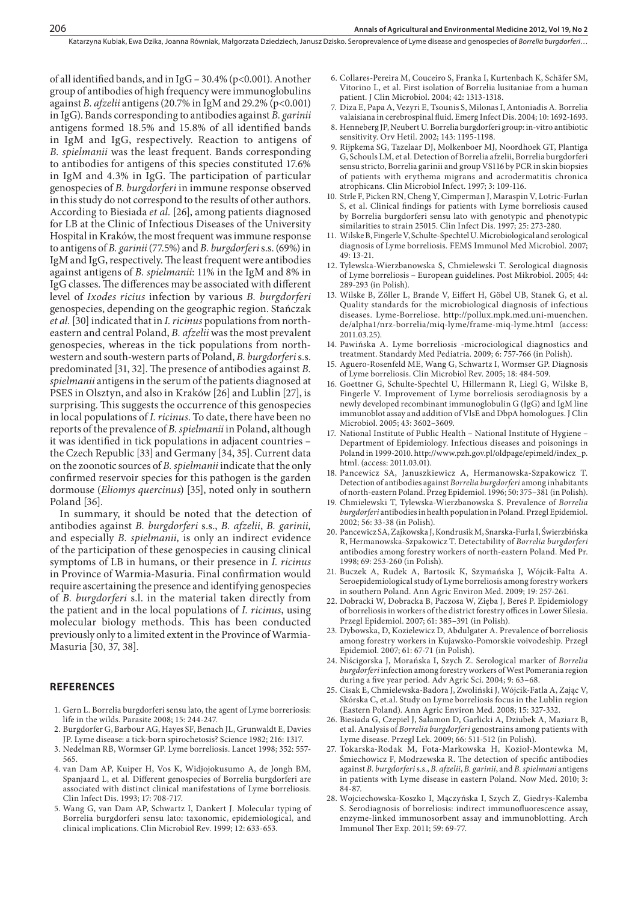of all identified bands, and in IgG – 30.4% (p<0.001). Another group of antibodies of high frequency were immunoglobulins against *B. afzelii* antigens (20.7% in IgM and 29.2% (p<0.001) in IgG). Bands corresponding to antibodies against *B. garinii* antigens formed 18.5% and 15.8% of all identified bands in IgM and IgG, respectively. Reaction to antigens of *B. spielmanii* was the least frequent. Bands corresponding to antibodies for antigens of this species constituted 17.6% in IgM and 4.3% in IgG. The participation of particular genospecies of *B. burgdorferi* in immune response observed in this study do not correspond to the results of other authors. According to Biesiada *et al.* [26], among patients diagnosed for LB at the Clinic of Infectious Diseases of the University Hospital in Kraków, the most frequent was immune response to antigens of *B. garinii* (77.5%) and *B. burgdorferi* s.s. (69%) in IgM and IgG, respectively. The least frequent were antibodies against antigens of *B. spielmanii*: 11% in the IgM and 8% in IgG classes. The differences may be associated with different level of *Ixodes ricius* infection by various *B. burgdorferi* genospecies, depending on the geographic region. Stańczak *et al.* [30] indicated that in *I. ricinus* populations from north-eastern and central Poland, *B. afzelii* was the most prevalent genospecies, whereas in the tick populations from north-western and south-western parts of Poland, *B. burgdorferi* s.s. predominated [31, 32]. The presence of antibodies against *B. spielmanii* antigens in the serum of the patients diagnosed at PSES in Olsztyn, and also in Kraków [26] and Lublin [27], is surprising. This suggests the occurrence of this genospecies in local populations of *I. ricinus*. To date, there have been no reports of the prevalence of *B. spielmanii* in Poland, although it was identified in tick populations in adjacent countries – the Czech Republic [33] and Germany [34, 35]. Current data on the zoonotic sources of *B. spielmanii* indicate that the only confirmed reservoir species for this pathogen is the garden dormouse (*Eliomys quercinus*) [35], noted only in southern Poland [36].

In summary, it should be noted that the detection of antibodies against *B. burgdorferi* s.s., *B. afzelii*, *B. garinii,* and especially *B. spielmanii,* is only an indirect evidence of the participation of these genospecies in causing clinical symptoms of LB in humans, or their presence in *I. ricinus* in Province of Warmia-Masuria. Final confirmation would require ascertaining the presence and identifying genospecies of *B. burgdorferi* s.l. in the material taken directly from the patient and in the local populations of *I. ricinus*, using molecular biology methods. This has been conducted previously only to a limited extent in the Province of Warmia-Masuria [30, 37, 38].

## REFERENCES

1. Gern L. Borrelia burgdorferi sensu lato, the agent of Lyme borreriosis: life in the wilds. Parasite 2008; 15: 244-247.
2. Burgdorfer G, Barbour AG, Hayes SF, Benach JL, Grunwaldt E, Davies JP. Lyme disease: a tick-born spirochetosis? Science 1982; 216: 1317.
3. Nedelman RB, Wormser GP. Lyme borreliosis. Lancet 1998; 352: 557-565.
4. van Dam AP, Kuiper H, Vos K, Widjojokusumo A, de Jongh BM, Spanjaard L, et al. Different genospecies of Borrelia burgdorferi are associated with distinct clinical manifestations of Lyme borreliosis. Clin Infect Dis. 1993; 17: 708-717.
5. Wang G, van Dam AP, Schwartz I, Dankert J. Molecular typing of Borrelia burgdorferi sensu lato: taxonomic, epidemiological, and clinical implications. Clin Microbiol Rev. 1999; 12: 633-653.
6. Collares-Pereira M, Couceiro S, Franka I, Kurtenbach K, Schäfer SM, Vitorino L, et al. First isolation of Borrelia lusitaniae from a human patient. J Clin Microbiol. 2004; 42: 1313-1318.
7. Diza E, Papa A, Vezyri E, Tsounis S, Milonas I, Antoniadis A. Borrelia valaisiana in cerebrospinal fluid. Emerg Infect Dis. 2004; 10: 1692-1693.
8. Henneberg JP, Neubert U. Borrelia burgdorferi group: in-vitro antibiotic sensitivity. Orv Hetil. 2002; 143: 1195-1198.
9. Rijpkema SG, Tazelaar DJ, Molkenboer MJ, Noordhoek GT, Plantiga G, Schouls LM, et al. Detection of Borrelia afzelii, Borrelia burgdorferi sensu stricto, Borrelia garinii and group VS116 by PCR in skin biopsies of patients with erythema migrans and acrodermatitis chronica atrophicans. Clin Microbiol Infect. 1997; 3: 109-116.
10. Strle F, Picken RN, Cheng Y, Cimperman J, Maraspin V, Lotric-Furlan S, et al. Clinical findings for patients with Lyme borreliosis caused by Borrelia burgdorferi sensu lato with genotypic and phenotypic similarities to strain 25015. Clin Infect Dis. 1997; 25: 273-280.
11. Wilske B, Fingerle V, Schulte-Spechtel U. Microbiological and serological diagnosis of Lyme borreliosis. FEMS Immunol Med Microbiol. 2007; 49: 13-21.
12. Tylewska-Wierzbanowska S, Chmielewski T. Serological diagnosis of Lyme borreliosis – European guidelines. Post Mikrobiol. 2005; 44: 289-293 (in Polish).
13. Wilske B, Zöller L, Brande V, Eiffert H, Göbel UB, Stanek G, et al. Quality standards for the microbiological diagnosis of infectious diseases. Lyme-Borreliose. http://pollux.mpk.med.uni-muenchen.de/alpha1/nrz-borrelia/miq-lyme/frame-miq-lyme.html (access: 2011.03.25).
14. Pawińska A. Lyme borreliosis -microciological diagnostics and treatment. Standardy Med Pediatria. 2009; 6: 757-766 (in Polish).
15. Aguero-Rosenfeld ME, Wang G, Schwartz I, Wormser GP. Diagnosis of Lyme borreliosis. Clin Microbiol Rev. 2005; 18: 484-509.
16. Goettner G, Schulte-Spechtel U, Hillermann R, Liegl G, Wilske B, Fingerle V. Improvement of Lyme borreliosis serodiagnosis by a newly developed recombinant immunoglobulin G (IgG) and IgM line immunoblot assay and addition of VlsE and DbpA homologues. J Clin Microbiol. 2005; 43: 3602–3609.
17. National Institute of Public Health – National Institute of Hygiene – Department of Epidemiology. Infectious diseases and poisonings in Poland in 1999-2010. http://www.pzh.gov.pl/oldpage/epimeld/index_p.html. (access: 2011.03.01).
18. Pancewicz SA, Januszkiewicz A, Hermanowska-Szpakowicz T. Detection of antibodies against *Borrelia burgdorferi* among inhabitants of north-eastern Poland. Przeg Epidemiol. 1996; 50: 375–381 (in Polish).
19. Chmielewski T, Tylewska-Wierzbanowska S. Prevalence of *Borrelia burgdorferi* antibodies in health population in Poland. Przegl Epidemiol. 2002; 56: 33-38 (in Polish).
20. Pancewicz SA, Zajkowska J, Kondrusik M, Snarska-Furła I, Świerzbińska R, Hermanowska-Szpakowicz T. Detectability of *Borrelia burgdorferi* antibodies among forestry workers of north-eastern Poland. Med Pr. 1998; 69: 253-260 (in Polish).
21. Buczek A, Rudek A, Bartosik K, Szymańska J, Wójcik-Falta A. Seroepidemiological study of Lyme borreliosis among forestry workers in southern Poland. Ann Agric Environ Med. 2009; 19: 257-261.
22. Dobracki W, Dobracka B, Paczosa W, Zięba J, Bereś P. Epidemiology of borreliosis in workers of the district forestry offices in Lower Silesia. Przegl Epidemiol. 2007; 61: 385–391 (in Polish).
23. Dybowska, D, Kozielewicz D, Abdulgater A. Prevalence of borreliosis among forestry workers in Kujawsko-Pomorskie voivodeship. Przegl Epidemiol. 2007; 61: 67-71 (in Polish).
24. Niścigorska J, Morańska I, Szych Z. Serological marker of *Borrelia burgdorferi* infection among forestry workers of West Pomerania region during a five year period. Adv Agric Sci. 2004; 9: 63–68.
25. Cisak E, Chmielewska-Badora J, Zwoliński J, Wójcik-Fatla A, Zając V, Skórska C, et.al. Study on Lyme borreliosis focus in the Lublin region (Eastern Poland). Ann Agric Environ Med. 2008; 15: 327-332.
26. Biesiada G, Czepiel J, Salamon D, Garlicki A, Dziubek A, Maziarz B, et al. Analysis of *Borrelia burgdorferi* genostrains among patients with Lyme disease. Przegl Lek. 2009; 66: 511-512 (in Polish).
27. Tokarska-Rodak M, Fota-Markowska H, Kozioł-Montewka M, Śmiechowicz F, Modrzewska R. The detection of specific antibodies against *B. burgdorferi* s.s., *B. afzelii*, *B. garinii*, and *B. spielmani* antigens in patients with Lyme disease in eastern Poland. Now Med. 2010; 3: 84-87.
28. Wojciechowska-Koszko I, Mączyńska I, Szych Z, Giedrys-Kalemba S. Serodiagnosis of borreliosis: indirect immunofluorescence assay, enzyme-linked immunosorbent assay and immunoblotting. Arch Immunol Ther Exp. 2011; 59: 69-77.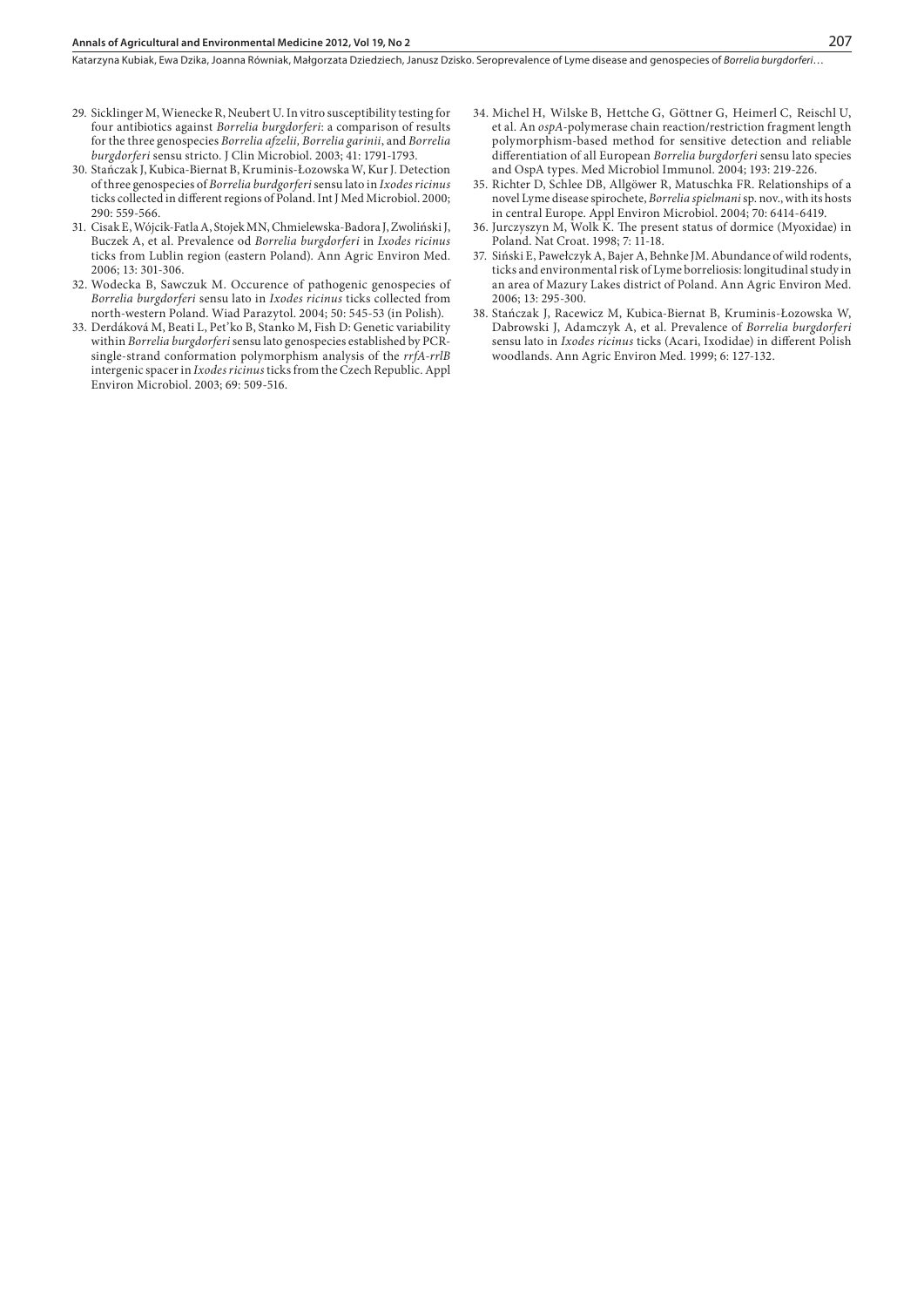29. Sicklinger M, Wienecke R, Neubert U. In vitro susceptibility testing for four antibiotics against *Borrelia burgdorferi*: a comparison of results for the three genospecies *Borrelia afzelii, Borrelia garinii*, and *Borrelia burgdorferi* sensu stricto. J Clin Microbiol. 2003; 41: 1791-1793.
30. Stańczak J, Kubica-Biernat B, Kruminis-Łozowska W, Kur J. Detection of three genospecies of *Borrelia burgdorferi* sensu lato in *Ixodes ricinus* ticks collected in different regions of Poland. Int J Med Microbiol. 2000; 290: 559-566.
31. Cisak E, Wójcik-Fatla A, Stojek MN, Chmielewska-Badora J, Zwoliński J, Buczek A, et al. Prevalence od *Borrelia burgdorferi* in *Ixodes ricinus* ticks from Lublin region (eastern Poland). Ann Agric Environ Med. 2006; 13: 301-306.
32. Wodecka B, Sawczuk M. Occurence of pathogenic genospecies of *Borrelia burgdorferi* sensu lato in *Ixodes ricinus* ticks collected from north-western Poland. Wiad Parazytol. 2004; 50: 545-53 (in Polish).
33. Derdáková M, Beati L, Pet'ko B, Stanko M, Fish D: Genetic variability within *Borrelia burgdorferi* sensu lato genospecies established by PCR-single-strand conformation polymorphism analysis of the *rrfA-rrlB* intergenic spacer in *Ixodes ricinus* ticks from the Czech Republic. Appl Environ Microbiol. 2003; 69: 509-516.
34. Michel H, Wilske B, Hettche G, Göttner G, Heimerl C, Reischl U, et al. An *ospA*-polymerase chain reaction/restriction fragment length polymorphism-based method for sensitive detection and reliable differentiation of all European *Borrelia burgdorferi* sensu lato species and OspA types. Med Microbiol Immunol. 2004; 193: 219-226.
35. Richter D, Schlee DB, Allgöwer R, Matuschka FR. Relationships of a novel Lyme disease spirochete, *Borrelia spielmani* sp. nov., with its hosts in central Europe. Appl Environ Microbiol. 2004; 70: 6414-6419.
36. Jurczyszyn M, Wolk K. The present status of dormice (Myoxidae) in Poland. Nat Croat. 1998; 7: 11-18.
37. Siński E, Pawełczyk A, Bajer A, Behnke JM. Abundance of wild rodents, ticks and environmental risk of Lyme borreliosis: longitudinal study in an area of Mazury Lakes district of Poland. Ann Agric Environ Med. 2006; 13: 295-300.
38. Stańczak J, Racewicz M, Kubica-Biernat B, Kruminis-Łozowska W, Dabrowski J, Adamczyk A, et al. Prevalence of *Borrelia burgdorferi* sensu lato in *Ixodes ricinus* ticks (Acari, Ixodidae) in different Polish woodlands. Ann Agric Environ Med. 1999; 6: 127-132.